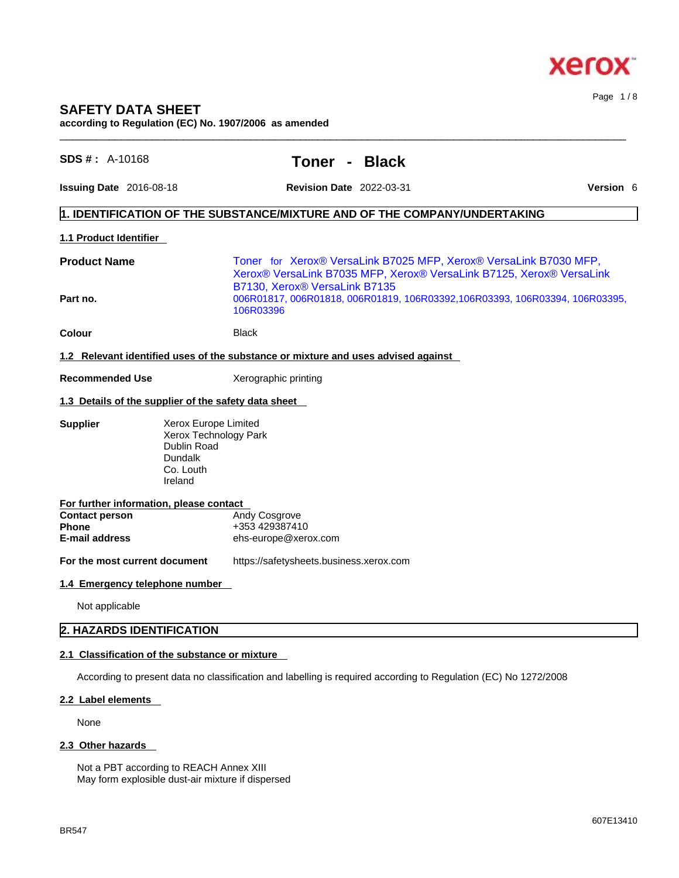# SAFETY DATA SHEET

**according to Regulation (EC) No. 1907/2006 as amended**

**SDS # :** A-10168

## Toner - Black

**Issuing Date** 2016-08-18 **Revision Date** 2022-03-31 **Version** 6

## 1. IDENTIFICATION OF THE SUBSTANCE/MIXTURE AND OF THE COMPANY/UNDERTAKING

### 1.1 Product Identifier

**Product Name** Toner for Xerox® VersaLink B7025 MFP, Xerox® VersaLink B7030 MFP, Xerox® VersaLink B7035 MFP, Xerox® VersaLink B7125, Xerox® VersaLink B7130, Xerox® VersaLink B7135

**Part no.** 006R01817, 006R01818, 006R01819, 106R03392,106R03393, 106R03394, 106R03395, 106R03396

**Colour** Black

### 1.2 Relevant identified uses of the substance or mixture and uses advised against

**Recommended Use** Xerographic printing

### 1.3 Details of the supplier of the safety data sheet

**Supplier**
Xerox Europe Limited
Xerox Technology Park
Dublin Road
Dundalk
Co. Louth
Ireland

**For further information, please contact**

**Contact person** Andy Cosgrove
**Phone** +353 429387410
**E-mail address** ehs-europe@xerox.com

**For the most current document** https://safetysheets.business.xerox.com

### 1.4 Emergency telephone number

Not applicable

## 2. HAZARDS IDENTIFICATION

### 2.1 Classification of the substance or mixture

According to present data no classification and labelling is required according to Regulation (EC) No 1272/2008

### 2.2 Label elements

None

### 2.3 Other hazards

Not a PBT according to REACH Annex XIII
May form explosible dust-air mixture if dispersed

BR547 607E13410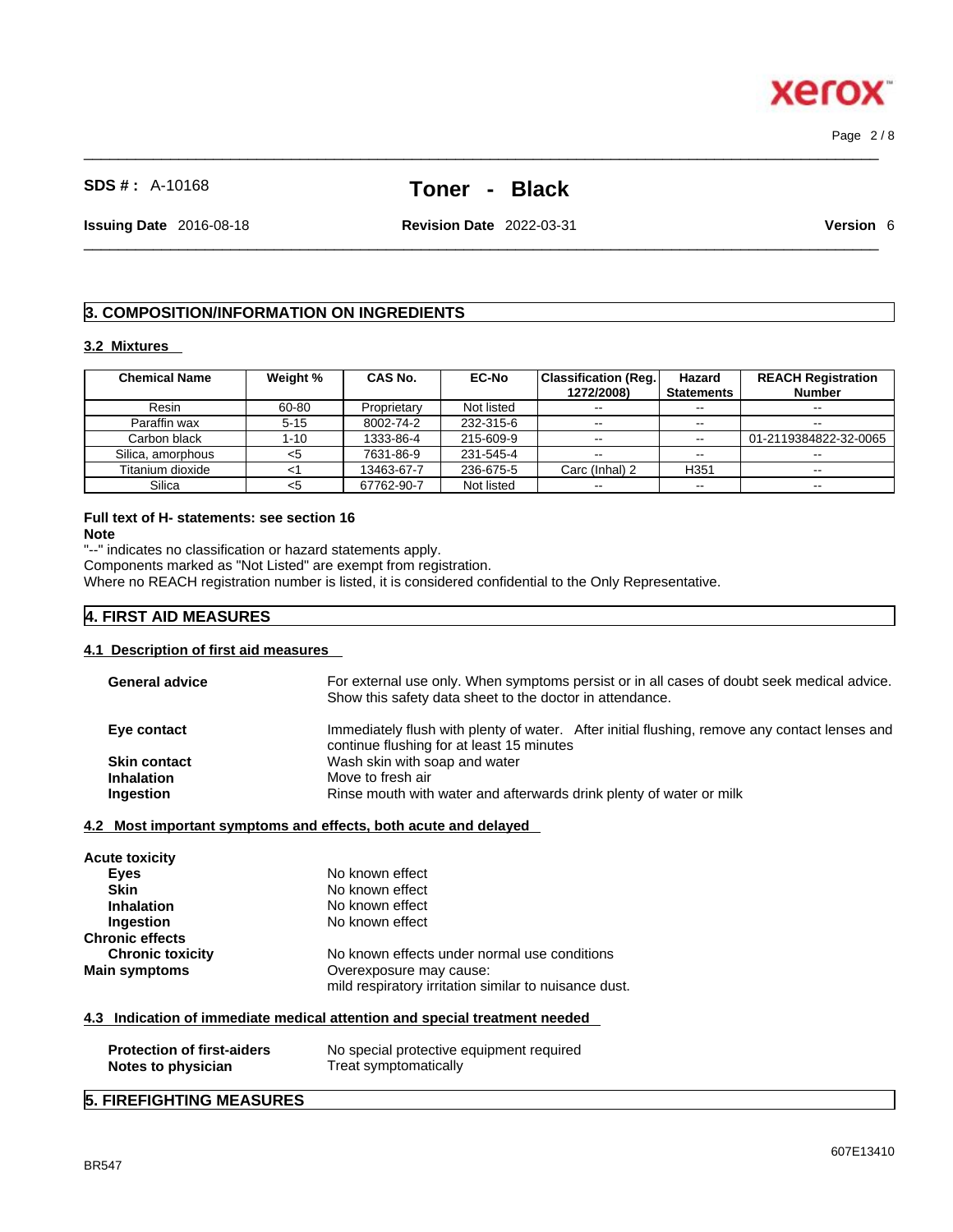**SDS # :** A-10168 **Toner - Black**

**Issuing Date** 2016-08-18 **Revision Date** 2022-03-31 **Version** 6

## 3. COMPOSITION/INFORMATION ON INGREDIENTS

### 3.2 Mixtures

| Chemical Name | Weight % | CAS No. | EC-No | Classification (Reg. 1272/2008) | Hazard Statements | REACH Registration Number |
|---|---|---|---|---|---|---|
| Resin | 60-80 | Proprietary | Not listed | -- | -- | -- |
| Paraffin wax | 5-15 | 8002-74-2 | 232-315-6 | -- | -- | -- |
| Carbon black | 1-10 | 1333-86-4 | 215-609-9 | -- | -- | 01-2119384822-32-0065 |
| Silica, amorphous | <5 | 7631-86-9 | 231-545-4 | -- | -- | -- |
| Titanium dioxide | <1 | 13463-67-7 | 236-675-5 | Carc (Inhal) 2 | H351 | -- |
| Silica | <5 | 67762-90-7 | Not listed | -- | -- | -- |

**Full text of H- statements: see section 16**

**Note**

"--" indicates no classification or hazard statements apply.
Components marked as "Not Listed" are exempt from registration.
Where no REACH registration number is listed, it is considered confidential to the Only Representative.

## 4. FIRST AID MEASURES

### 4.1 Description of first aid measures

**General advice** For external use only. When symptoms persist or in all cases of doubt seek medical advice. Show this safety data sheet to the doctor in attendance.

**Eye contact** Immediately flush with plenty of water. After initial flushing, remove any contact lenses and continue flushing for at least 15 minutes

**Skin contact** Wash skin with soap and water

**Inhalation** Move to fresh air

**Ingestion** Rinse mouth with water and afterwards drink plenty of water or milk

### 4.2 Most important symptoms and effects, both acute and delayed

**Acute toxicity**

**Eyes** No known effect

**Skin** No known effect

**Inhalation** No known effect

**Ingestion** No known effect

**Chronic effects**

**Chronic toxicity** No known effects under normal use conditions

**Main symptoms** Overexposure may cause:
mild respiratory irritation similar to nuisance dust.

### 4.3 Indication of immediate medical attention and special treatment needed

**Protection of first-aiders** No special protective equipment required

**Notes to physician** Treat symptomatically

## 5. FIREFIGHTING MEASURES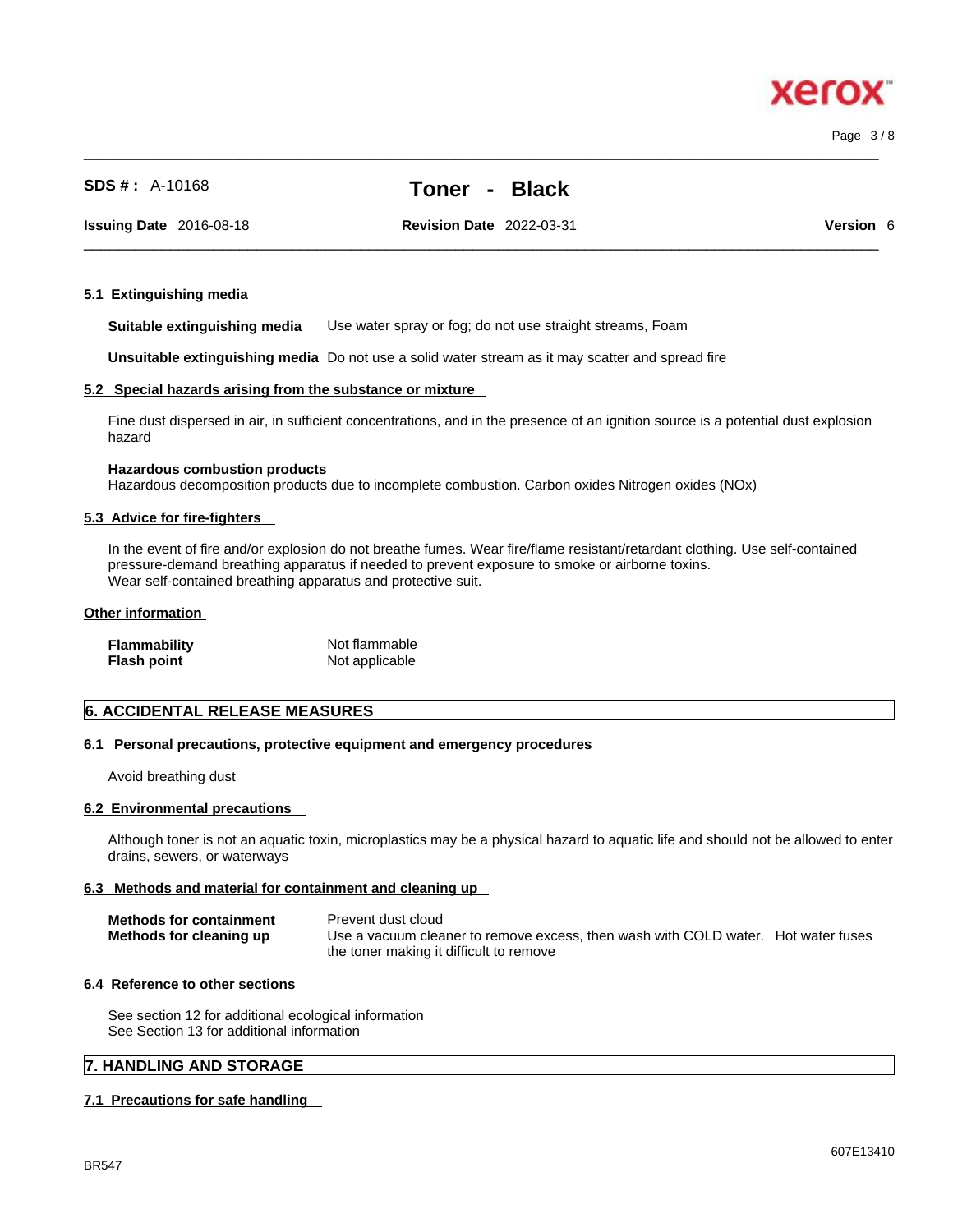#### 5.1 Extinguishing media

**Suitable extinguishing media** Use water spray or fog; do not use straight streams, Foam

**Unsuitable extinguishing media** Do not use a solid water stream as it may scatter and spread fire

#### 5.2 Special hazards arising from the substance or mixture

Fine dust dispersed in air, in sufficient concentrations, and in the presence of an ignition source is a potential dust explosion hazard

**Hazardous combustion products**
Hazardous decomposition products due to incomplete combustion. Carbon oxides Nitrogen oxides (NOx)

#### 5.3 Advice for fire-fighters

In the event of fire and/or explosion do not breathe fumes. Wear fire/flame resistant/retardant clothing. Use self-contained pressure-demand breathing apparatus if needed to prevent exposure to smoke or airborne toxins.
Wear self-contained breathing apparatus and protective suit.

#### Other information

| | |
|---|---|
| **Flammability** | Not flammable |
| **Flash point** | Not applicable |

## 6. ACCIDENTAL RELEASE MEASURES

#### 6.1 Personal precautions, protective equipment and emergency procedures

Avoid breathing dust

#### 6.2 Environmental precautions

Although toner is not an aquatic toxin, microplastics may be a physical hazard to aquatic life and should not be allowed to enter drains, sewers, or waterways

#### 6.3 Methods and material for containment and cleaning up

| | |
|---|---|
| **Methods for containment** | Prevent dust cloud |
| **Methods for cleaning up** | Use a vacuum cleaner to remove excess, then wash with COLD water. Hot water fuses the toner making it difficult to remove |

#### 6.4 Reference to other sections

See section 12 for additional ecological information
See Section 13 for additional information

## 7. HANDLING AND STORAGE

#### 7.1 Precautions for safe handling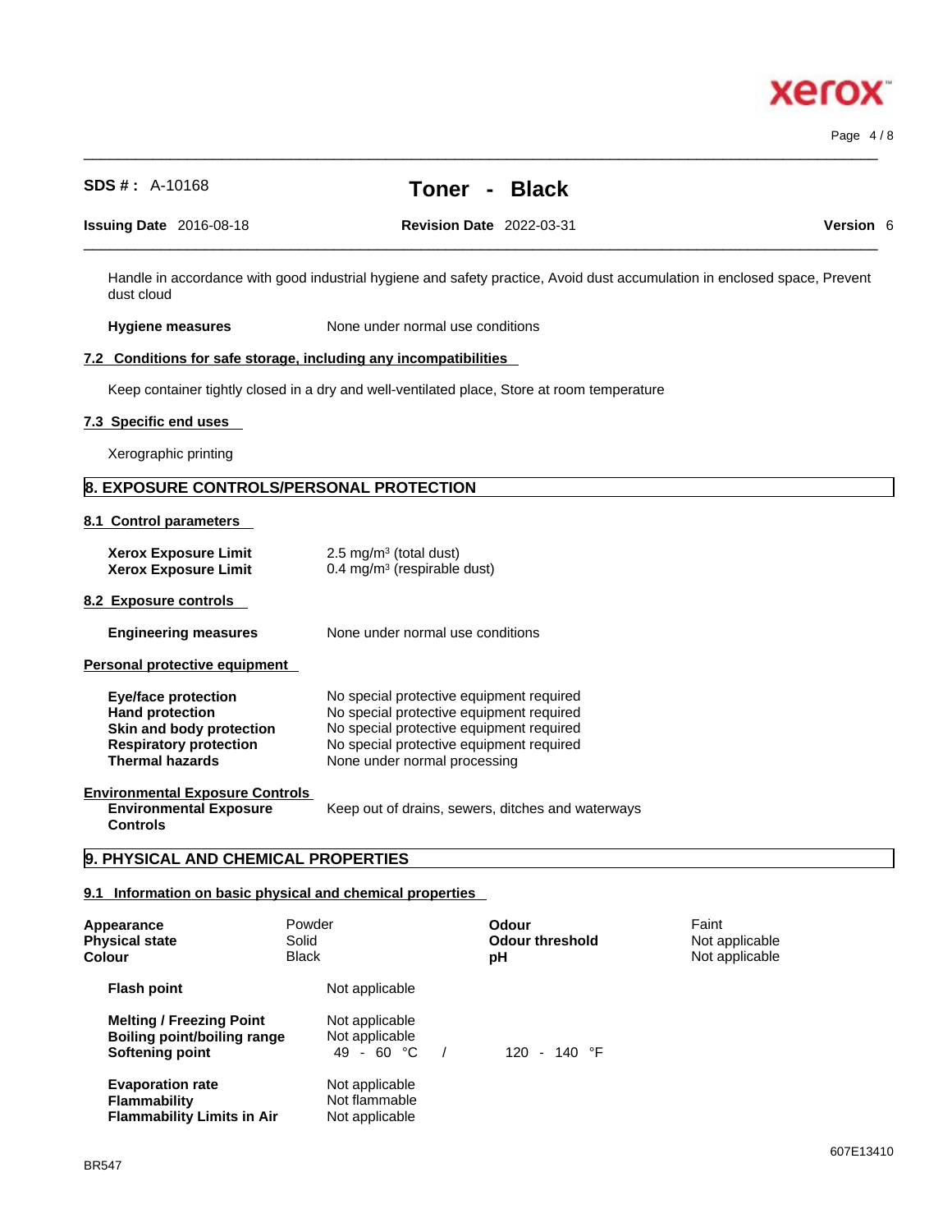Handle in accordance with good industrial hygiene and safety practice, Avoid dust accumulation in enclosed space, Prevent dust cloud

**Hygiene measures** None under normal use conditions

### 7.2 Conditions for safe storage, including any incompatibilities

Keep container tightly closed in a dry and well-ventilated place, Store at room temperature

### 7.3 Specific end uses

Xerographic printing

## 8. EXPOSURE CONTROLS/PERSONAL PROTECTION

### 8.1 Control parameters

| | |
|---|---|
| **Xerox Exposure Limit** | 2.5 mg/m³ (total dust) |
| **Xerox Exposure Limit** | 0.4 mg/m³ (respirable dust) |

### 8.2 Exposure controls

**Engineering measures** None under normal use conditions

**Personal protective equipment**

| | |
|---|---|
| **Eye/face protection** | No special protective equipment required |
| **Hand protection** | No special protective equipment required |
| **Skin and body protection** | No special protective equipment required |
| **Respiratory protection** | No special protective equipment required |
| **Thermal hazards** | None under normal processing |

**Environmental Exposure Controls**

**Environmental Exposure Controls** Keep out of drains, sewers, ditches and waterways

## 9. PHYSICAL AND CHEMICAL PROPERTIES

### 9.1 Information on basic physical and chemical properties

| | | | |
|---|---|---|---|
| **Appearance** | Powder | **Odour** | Faint |
| **Physical state** | Solid | **Odour threshold** | Not applicable |
| **Colour** | Black | **pH** | Not applicable |

| | |
|---|---|
| **Flash point** | Not applicable |
| **Melting / Freezing Point** | Not applicable |
| **Boiling point/boiling range** | Not applicable |
| **Softening point** | 49 - 60 °C / 120 - 140 °F |
| **Evaporation rate** | Not applicable |
| **Flammability** | Not flammable |
| **Flammability Limits in Air** | Not applicable |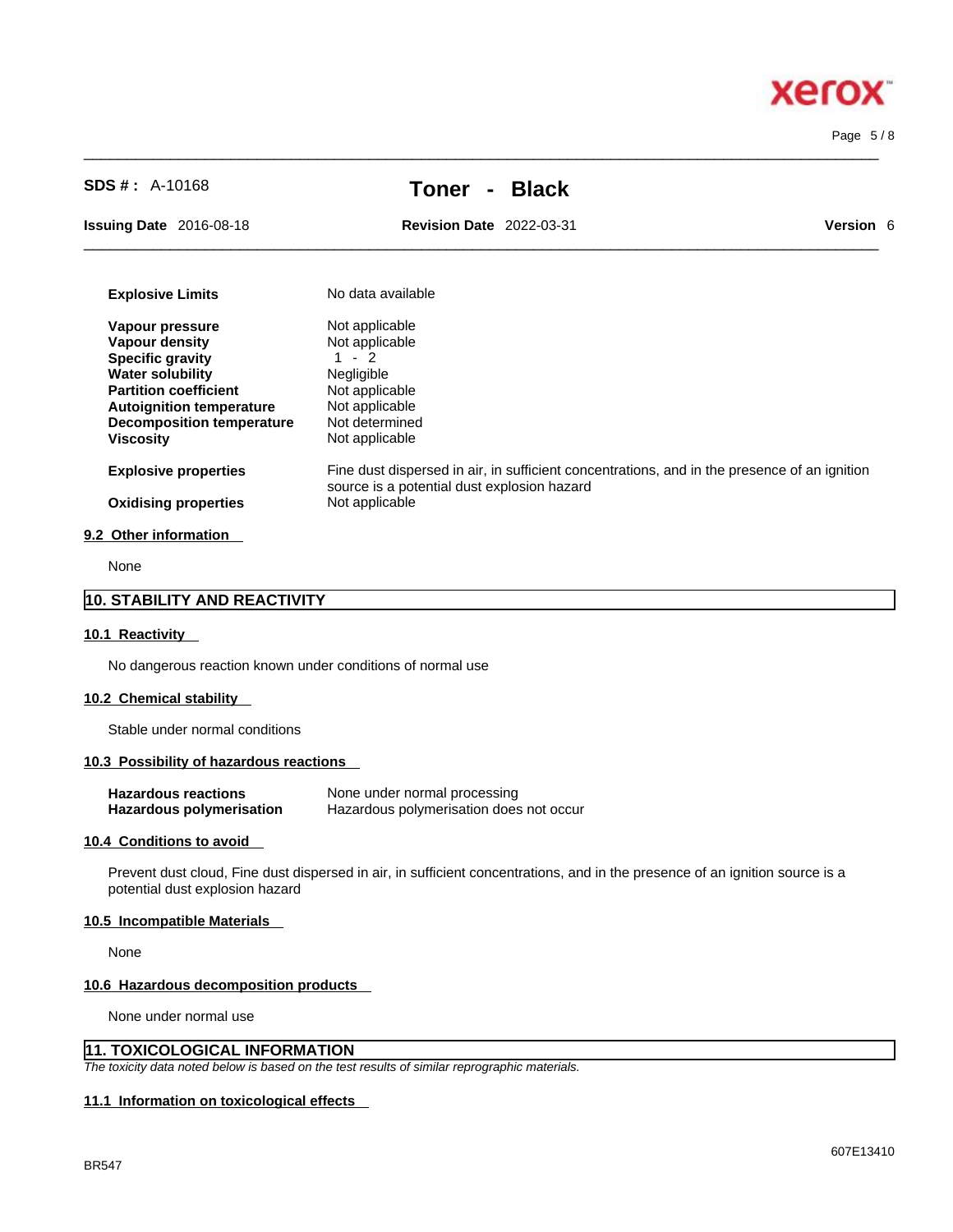| | |
|---|---|
| **Explosive Limits** | No data available |
| **Vapour pressure** | Not applicable |
| **Vapour density** | Not applicable |
| **Specific gravity** | 1 - 2 |
| **Water solubility** | Negligible |
| **Partition coefficient** | Not applicable |
| **Autoignition temperature** | Not applicable |
| **Decomposition temperature** | Not determined |
| **Viscosity** | Not applicable |
| **Explosive properties** | Fine dust dispersed in air, in sufficient concentrations, and in the presence of an ignition source is a potential dust explosion hazard |
| **Oxidising properties** | Not applicable |

### 9.2 Other information

None

## 10. STABILITY AND REACTIVITY

### 10.1 Reactivity

No dangerous reaction known under conditions of normal use

### 10.2 Chemical stability

Stable under normal conditions

### 10.3 Possibility of hazardous reactions

| | |
|---|---|
| **Hazardous reactions** | None under normal processing |
| **Hazardous polymerisation** | Hazardous polymerisation does not occur |

### 10.4 Conditions to avoid

Prevent dust cloud, Fine dust dispersed in air, in sufficient concentrations, and in the presence of an ignition source is a potential dust explosion hazard

### 10.5 Incompatible Materials

None

### 10.6 Hazardous decomposition products

None under normal use

## 11. TOXICOLOGICAL INFORMATION

*The toxicity data noted below is based on the test results of similar reprographic materials.*

### 11.1 Information on toxicological effects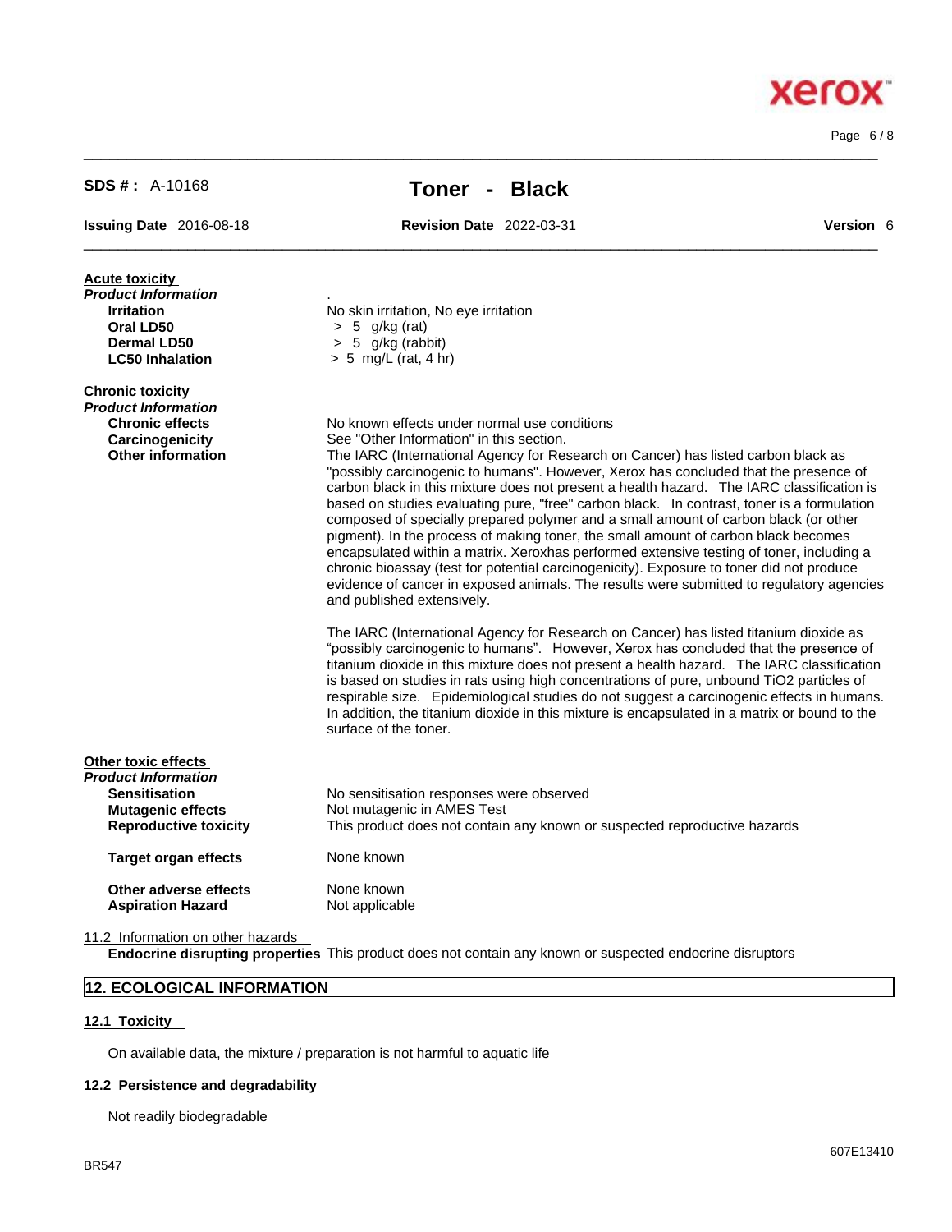**SDS # :** A-10168

# Toner - Black

**Issuing Date** 2016-08-18 **Revision Date** 2022-03-31 **Version** 6

**Acute toxicity**

*Product Information*

| | |
|---|---|
| **Irritation** | No skin irritation, No eye irritation |
| **Oral LD50** | > 5 g/kg (rat) |
| **Dermal LD50** | > 5 g/kg (rabbit) |
| **LC50 Inhalation** | > 5 mg/L (rat, 4 hr) |

**Chronic toxicity**

*Product Information*

**Chronic effects**: No known effects under normal use conditions

**Carcinogenicity**: See "Other Information" in this section.

**Other information**: The IARC (International Agency for Research on Cancer) has listed carbon black as "possibly carcinogenic to humans". However, Xerox has concluded that the presence of carbon black in this mixture does not present a health hazard. The IARC classification is based on studies evaluating pure, "free" carbon black. In contrast, toner is a formulation composed of specially prepared polymer and a small amount of carbon black (or other pigment). In the process of making toner, the small amount of carbon black becomes encapsulated within a matrix. Xeroxhas performed extensive testing of toner, including a chronic bioassay (test for potential carcinogenicity). Exposure to toner did not produce evidence of cancer in exposed animals. The results were submitted to regulatory agencies and published extensively.

The IARC (International Agency for Research on Cancer) has listed titanium dioxide as "possibly carcinogenic to humans". However, Xerox has concluded that the presence of titanium dioxide in this mixture does not present a health hazard. The IARC classification is based on studies in rats using high concentrations of pure, unbound $TiO_2$ particles of respirable size. Epidemiological studies do not suggest a carcinogenic effects in humans. In addition, the titanium dioxide in this mixture is encapsulated in a matrix or bound to the surface of the toner.

**Other toxic effects**

*Product Information*

| | |
|---|---|
| **Sensitisation** | No sensitisation responses were observed |
| **Mutagenic effects** | Not mutagenic in AMES Test |
| **Reproductive toxicity** | This product does not contain any known or suspected reproductive hazards |
| **Target organ effects** | None known |
| **Other adverse effects** | None known |
| **Aspiration Hazard** | Not applicable |

11.2 Information on other hazards

**Endocrine disrupting properties** This product does not contain any known or suspected endocrine disruptors

## 12. ECOLOGICAL INFORMATION

### 12.1 Toxicity

On available data, the mixture / preparation is not harmful to aquatic life

### 12.2 Persistence and degradability

Not readily biodegradable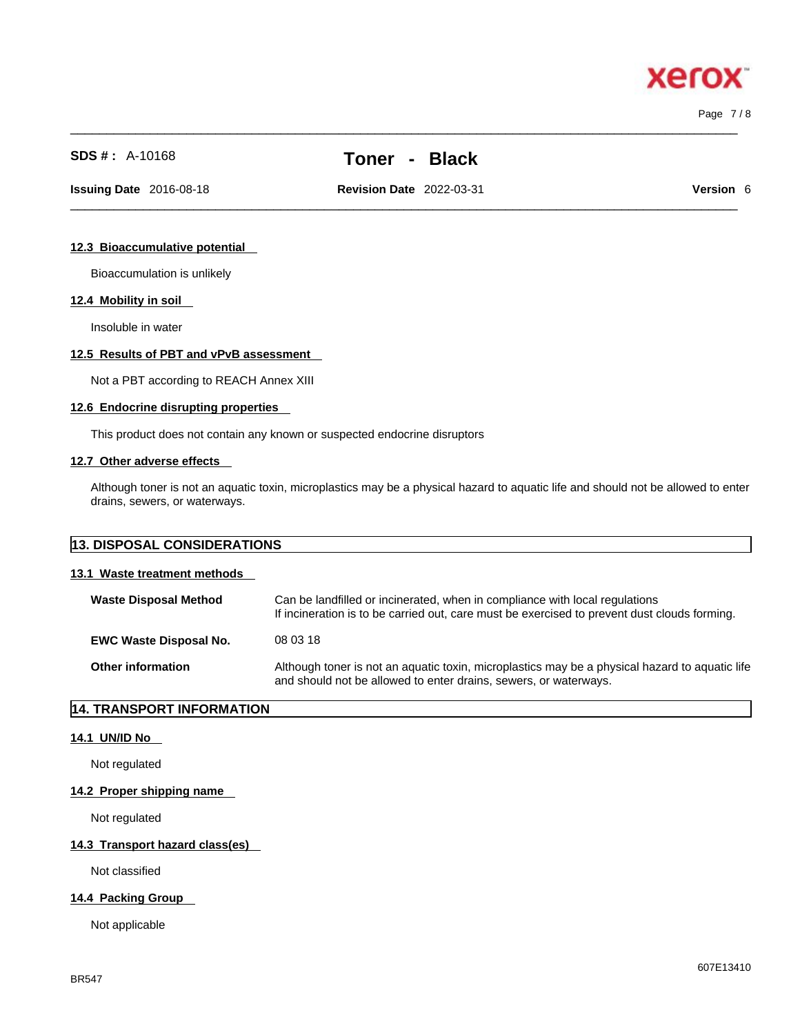### 12.3 Bioaccumulative potential

Bioaccumulation is unlikely

### 12.4 Mobility in soil

Insoluble in water

### 12.5 Results of PBT and vPvB assessment

Not a PBT according to REACH Annex XIII

### 12.6 Endocrine disrupting properties

This product does not contain any known or suspected endocrine disruptors

### 12.7 Other adverse effects

Although toner is not an aquatic toxin, microplastics may be a physical hazard to aquatic life and should not be allowed to enter drains, sewers, or waterways.

## 13. DISPOSAL CONSIDERATIONS

### 13.1 Waste treatment methods

| | |
|---|---|
| **Waste Disposal Method** | Can be landfilled or incinerated, when in compliance with local regulations<br>If incineration is to be carried out, care must be exercised to prevent dust clouds forming. |
| **EWC Waste Disposal No.** | 08 03 18 |
| **Other information** | Although toner is not an aquatic toxin, microplastics may be a physical hazard to aquatic life and should not be allowed to enter drains, sewers, or waterways. |

## 14. TRANSPORT INFORMATION

### 14.1 UN/ID No

Not regulated

### 14.2 Proper shipping name

Not regulated

### 14.3 Transport hazard class(es)

Not classified

### 14.4 Packing Group

Not applicable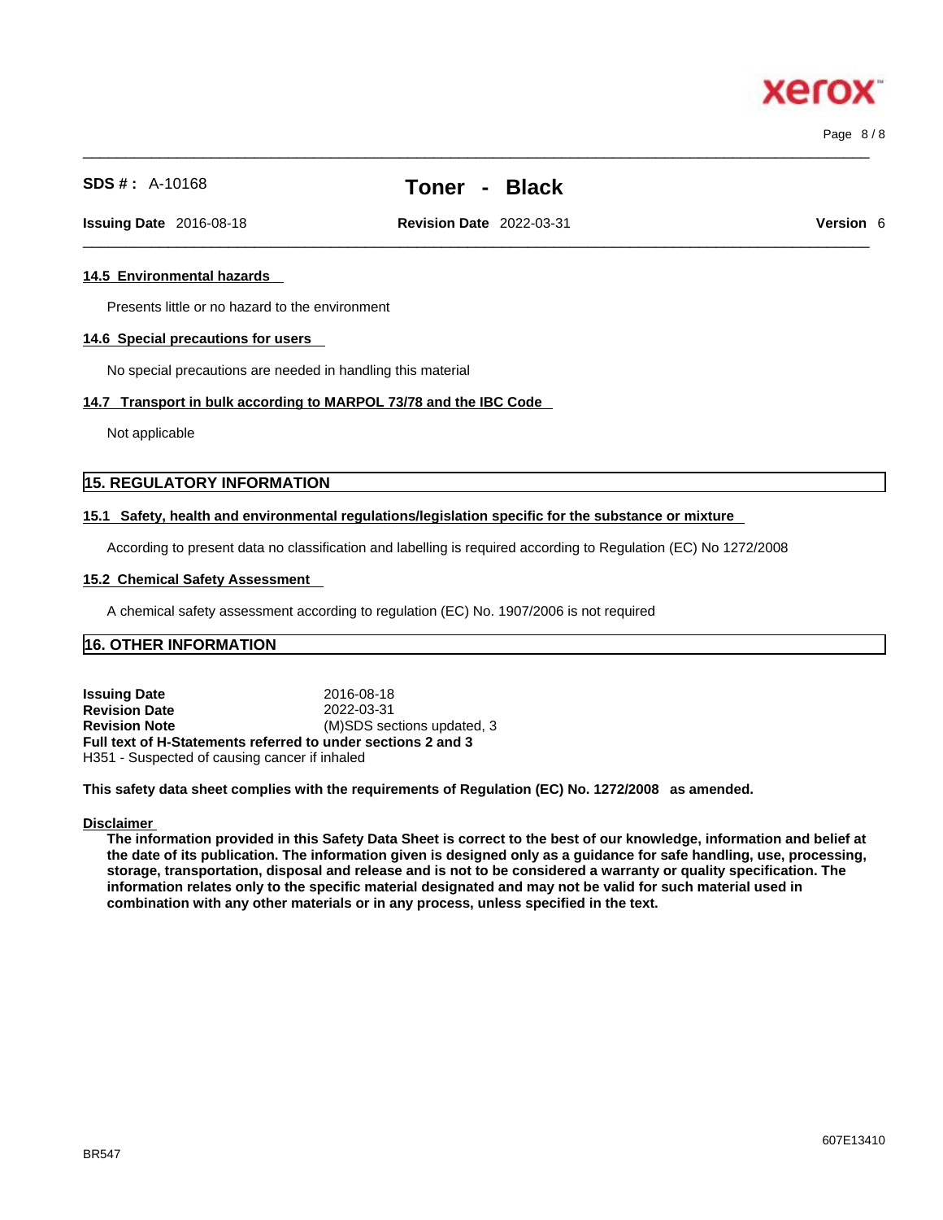#### 14.5 Environmental hazards

Presents little or no hazard to the environment

#### 14.6 Special precautions for users

No special precautions are needed in handling this material

#### 14.7 Transport in bulk according to MARPOL 73/78 and the IBC Code

Not applicable

## 15. REGULATORY INFORMATION

#### 15.1 Safety, health and environmental regulations/legislation specific for the substance or mixture

According to present data no classification and labelling is required according to Regulation (EC) No 1272/2008

#### 15.2 Chemical Safety Assessment

A chemical safety assessment according to regulation (EC) No. 1907/2006 is not required

## 16. OTHER INFORMATION

| | |
|---|---|
| **Issuing Date** | 2016-08-18 |
| **Revision Date** | 2022-03-31 |
| **Revision Note** | (M)SDS sections updated, 3 |

**Full text of H-Statements referred to under sections 2 and 3**

H351 - Suspected of causing cancer if inhaled

**This safety data sheet complies with the requirements of Regulation (EC) No. 1272/2008 as amended.**

**Disclaimer**

**The information provided in this Safety Data Sheet is correct to the best of our knowledge, information and belief at the date of its publication. The information given is designed only as a guidance for safe handling, use, processing, storage, transportation, disposal and release and is not to be considered a warranty or quality specification. The information relates only to the specific material designated and may not be valid for such material used in combination with any other materials or in any process, unless specified in the text.**

BR547

607E13410